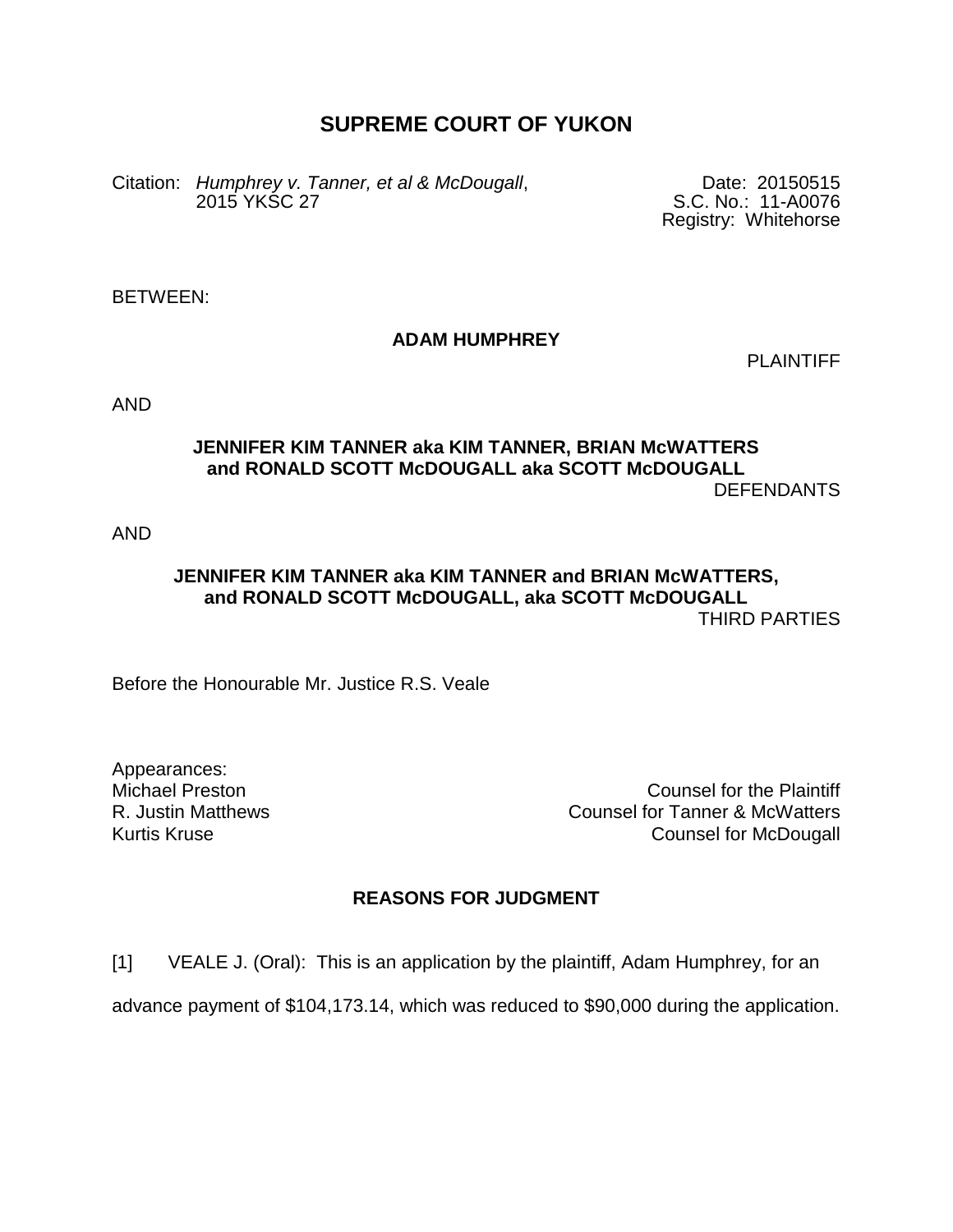# SUPREME COURT OF YUKON

Citation: *Humphrey v. Tanner, et al & McDougall*, 2015 YKSC 27

Date: 20150515
S.C. No.: 11-A0076
Registry: Whitehorse

BETWEEN:

**ADAM HUMPHREY**

PLAINTIFF

AND

**JENNIFER KIM TANNER aka KIM TANNER, BRIAN McWATTERS and RONALD SCOTT McDOUGALL aka SCOTT McDOUGALL**

DEFENDANTS

AND

**JENNIFER KIM TANNER aka KIM TANNER and BRIAN McWATTERS, and RONALD SCOTT McDOUGALL, aka SCOTT McDOUGALL**

THIRD PARTIES

Before the Honourable Mr. Justice R.S. Veale

Appearances:

| | |
|---|---|
| Michael Preston | Counsel for the Plaintiff |
| R. Justin Matthews | Counsel for Tanner & McWatters |
| Kurtis Kruse | Counsel for McDougall |

## REASONS FOR JUDGMENT

[1] VEALE J. (Oral): This is an application by the plaintiff, Adam Humphrey, for an advance payment of $104,173.14, which was reduced to $90,000 during the application.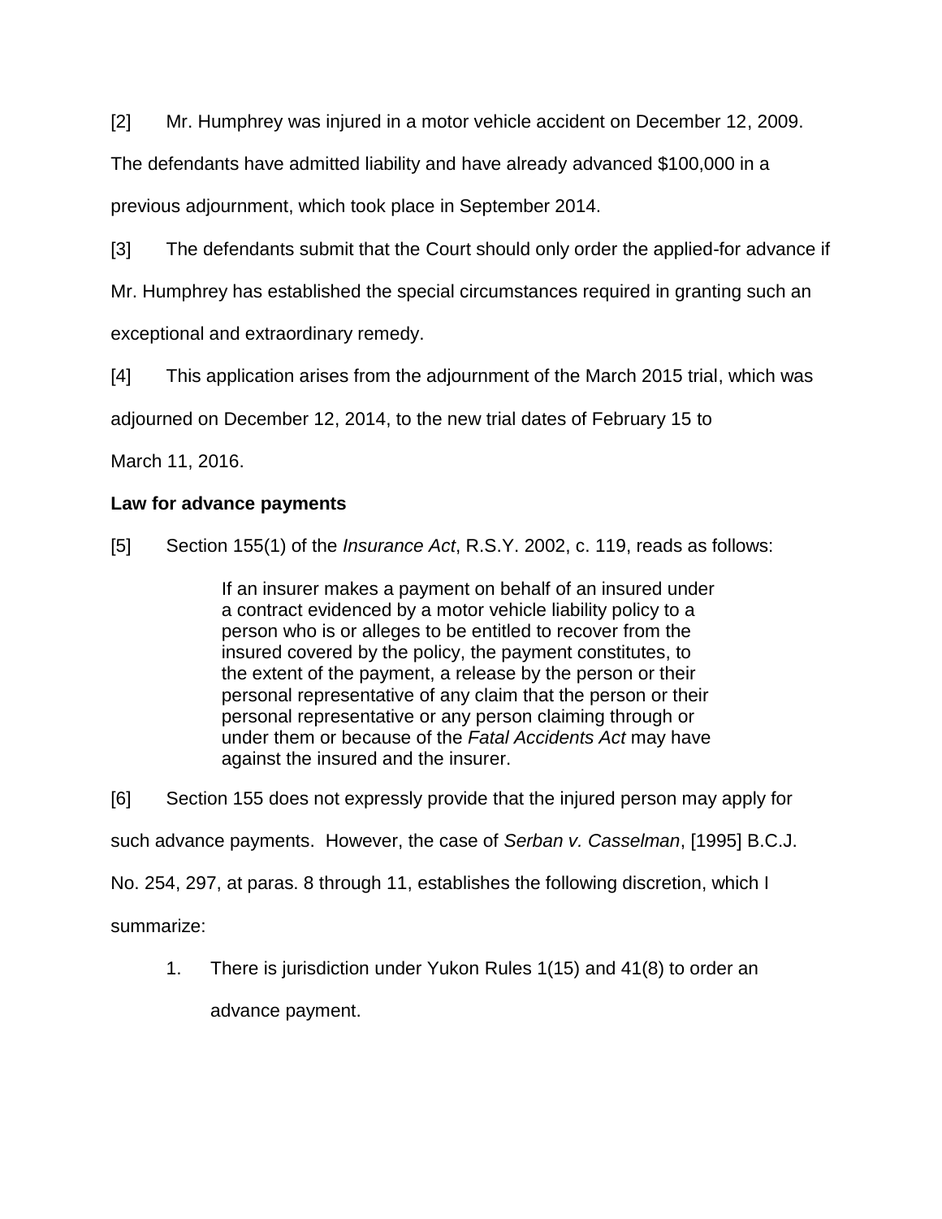[2] Mr. Humphrey was injured in a motor vehicle accident on December 12, 2009. The defendants have admitted liability and have already advanced $100,000 in a previous adjournment, which took place in September 2014.

[3] The defendants submit that the Court should only order the applied-for advance if Mr. Humphrey has established the special circumstances required in granting such an exceptional and extraordinary remedy.

[4] This application arises from the adjournment of the March 2015 trial, which was adjourned on December 12, 2014, to the new trial dates of February 15 to March 11, 2016.

**Law for advance payments**

[5] Section 155(1) of the *Insurance Act*, R.S.Y. 2002, c. 119, reads as follows:

> If an insurer makes a payment on behalf of an insured under a contract evidenced by a motor vehicle liability policy to a person who is or alleges to be entitled to recover from the insured covered by the policy, the payment constitutes, to the extent of the payment, a release by the person or their personal representative of any claim that the person or their personal representative or any person claiming through or under them or because of the *Fatal Accidents Act* may have against the insured and the insurer.

[6] Section 155 does not expressly provide that the injured person may apply for such advance payments. However, the case of *Serban v. Casselman*, [1995] B.C.J. No. 254, 297, at paras. 8 through 11, establishes the following discretion, which I summarize:

1. There is jurisdiction under Yukon Rules 1(15) and 41(8) to order an advance payment.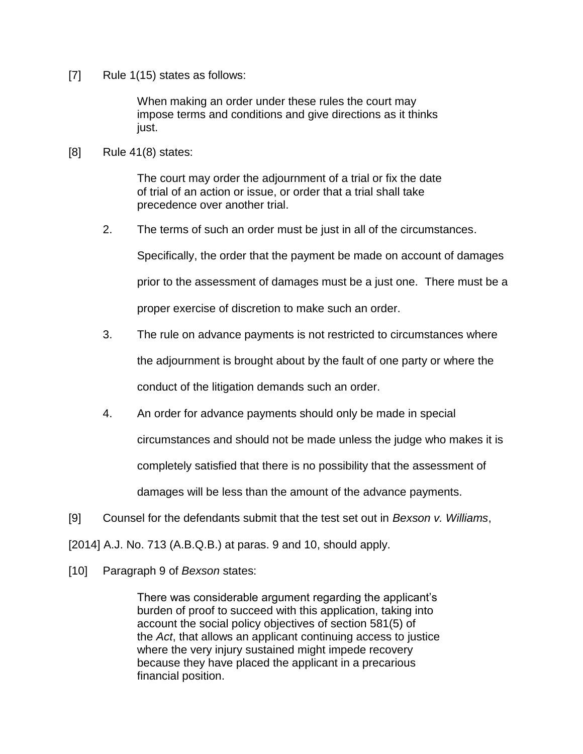[7] Rule 1(15) states as follows:

> When making an order under these rules the court may impose terms and conditions and give directions as it thinks just.

[8] Rule 41(8) states:

> The court may order the adjournment of a trial or fix the date of trial of an action or issue, or order that a trial shall take precedence over another trial.

2. The terms of such an order must be just in all of the circumstances. Specifically, the order that the payment be made on account of damages prior to the assessment of damages must be a just one. There must be a proper exercise of discretion to make such an order.

3. The rule on advance payments is not restricted to circumstances where the adjournment is brought about by the fault of one party or where the conduct of the litigation demands such an order.

4. An order for advance payments should only be made in special circumstances and should not be made unless the judge who makes it is completely satisfied that there is no possibility that the assessment of damages will be less than the amount of the advance payments.

[9] Counsel for the defendants submit that the test set out in *Bexson v. Williams*, [2014] A.J. No. 713 (A.B.Q.B.) at paras. 9 and 10, should apply.

[10] Paragraph 9 of *Bexson* states:

> There was considerable argument regarding the applicant's burden of proof to succeed with this application, taking into account the social policy objectives of section 581(5) of the *Act*, that allows an applicant continuing access to justice where the very injury sustained might impede recovery because they have placed the applicant in a precarious financial position.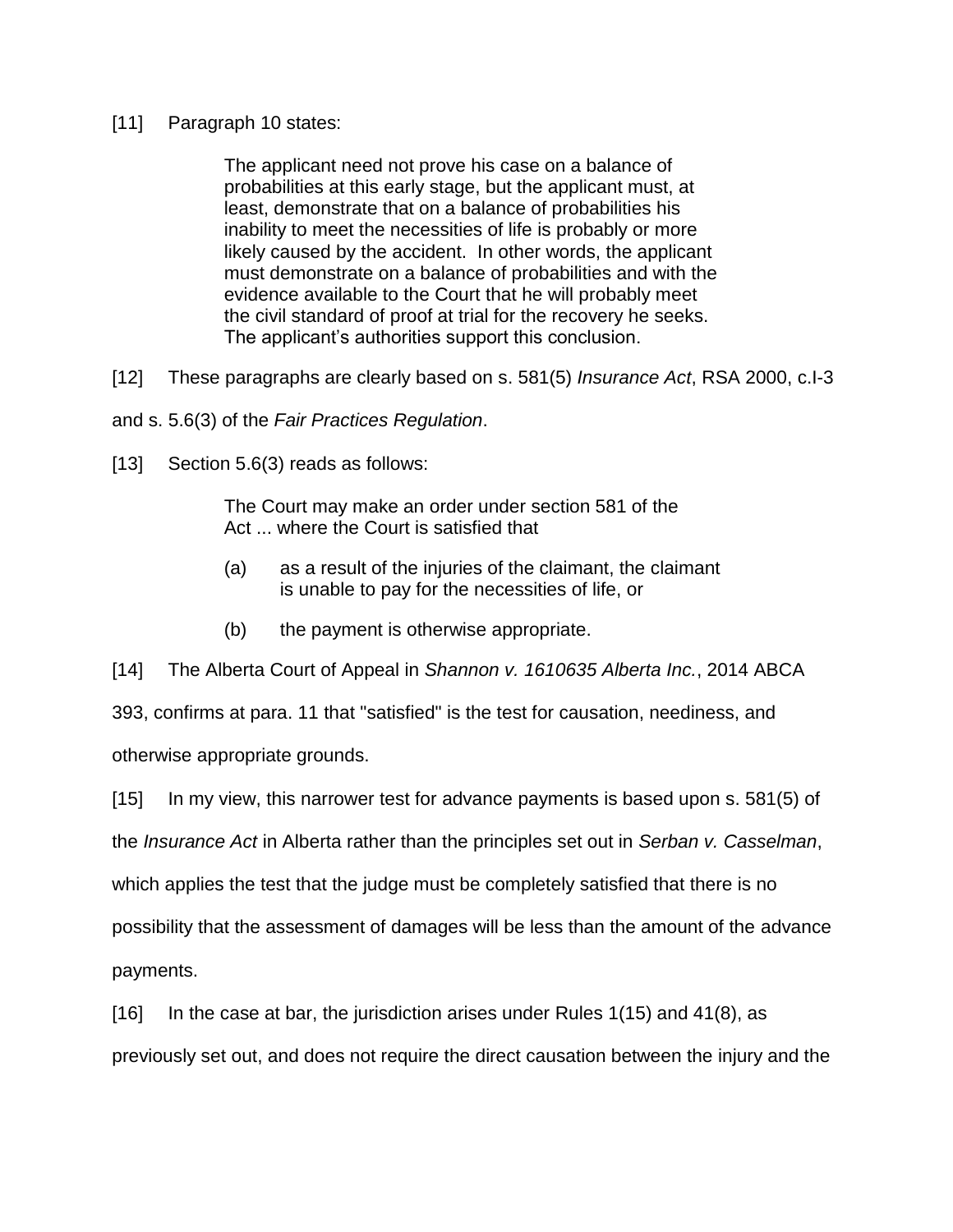[11] Paragraph 10 states:

> The applicant need not prove his case on a balance of probabilities at this early stage, but the applicant must, at least, demonstrate that on a balance of probabilities his inability to meet the necessities of life is probably or more likely caused by the accident. In other words, the applicant must demonstrate on a balance of probabilities and with the evidence available to the Court that he will probably meet the civil standard of proof at trial for the recovery he seeks. The applicant's authorities support this conclusion.

[12] These paragraphs are clearly based on s. 581(5) *Insurance Act*, RSA 2000, c.I-3 and s. 5.6(3) of the *Fair Practices Regulation*.

[13] Section 5.6(3) reads as follows:

> The Court may make an order under section 581 of the Act ... where the Court is satisfied that
>
> (a) as a result of the injuries of the claimant, the claimant is unable to pay for the necessities of life, or
>
> (b) the payment is otherwise appropriate.

[14] The Alberta Court of Appeal in *Shannon v. 1610635 Alberta Inc.*, 2014 ABCA 393, confirms at para. 11 that "satisfied" is the test for causation, neediness, and otherwise appropriate grounds.

[15] In my view, this narrower test for advance payments is based upon s. 581(5) of the *Insurance Act* in Alberta rather than the principles set out in *Serban v. Casselman*, which applies the test that the judge must be completely satisfied that there is no possibility that the assessment of damages will be less than the amount of the advance payments.

[16] In the case at bar, the jurisdiction arises under Rules 1(15) and 41(8), as previously set out, and does not require the direct causation between the injury and the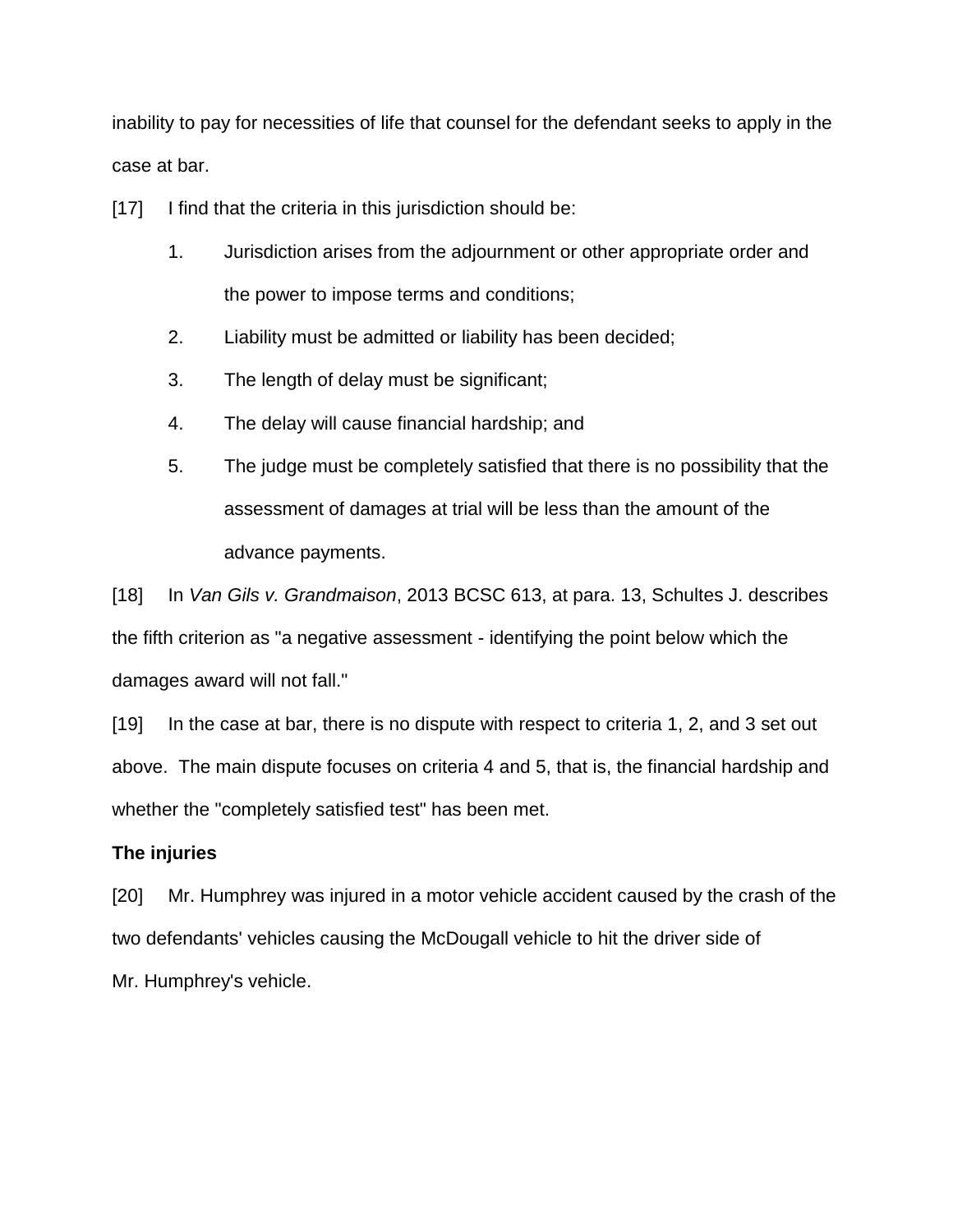inability to pay for necessities of life that counsel for the defendant seeks to apply in the case at bar.

[17] I find that the criteria in this jurisdiction should be:

1. Jurisdiction arises from the adjournment or other appropriate order and the power to impose terms and conditions;
2. Liability must be admitted or liability has been decided;
3. The length of delay must be significant;
4. The delay will cause financial hardship; and
5. The judge must be completely satisfied that there is no possibility that the assessment of damages at trial will be less than the amount of the advance payments.

[18] In *Van Gils v. Grandmaison*, 2013 BCSC 613, at para. 13, Schultes J. describes the fifth criterion as "a negative assessment - identifying the point below which the damages award will not fall."

[19] In the case at bar, there is no dispute with respect to criteria 1, 2, and 3 set out above. The main dispute focuses on criteria 4 and 5, that is, the financial hardship and whether the "completely satisfied test" has been met.

**The injuries**

[20] Mr. Humphrey was injured in a motor vehicle accident caused by the crash of the two defendants' vehicles causing the McDougall vehicle to hit the driver side of Mr. Humphrey's vehicle.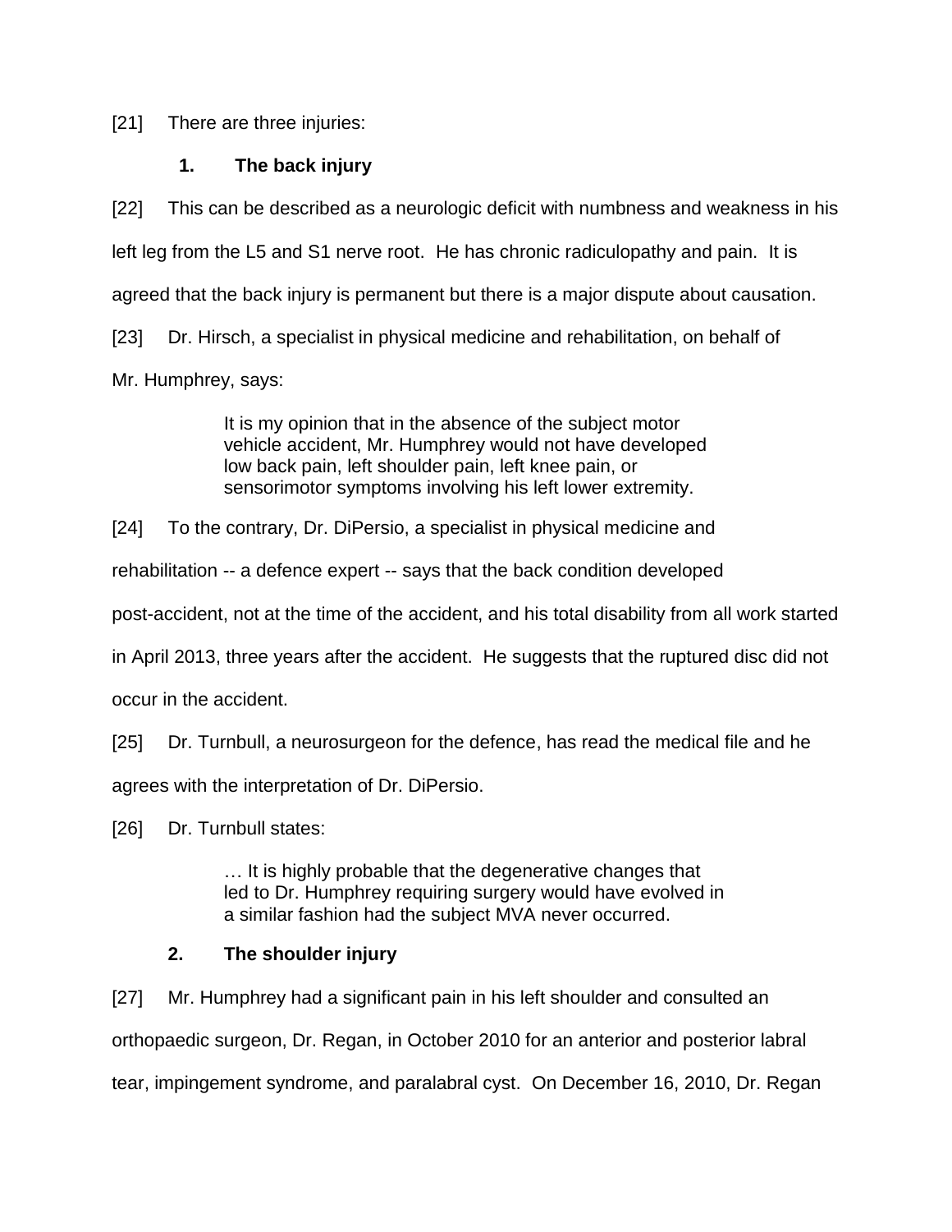[21] There are three injuries:

### 1. The back injury

[22] This can be described as a neurologic deficit with numbness and weakness in his left leg from the L5 and S1 nerve root. He has chronic radiculopathy and pain. It is agreed that the back injury is permanent but there is a major dispute about causation.

[23] Dr. Hirsch, a specialist in physical medicine and rehabilitation, on behalf of Mr. Humphrey, says:

> It is my opinion that in the absence of the subject motor vehicle accident, Mr. Humphrey would not have developed low back pain, left shoulder pain, left knee pain, or sensorimotor symptoms involving his left lower extremity.

[24] To the contrary, Dr. DiPersio, a specialist in physical medicine and rehabilitation -- a defence expert -- says that the back condition developed post-accident, not at the time of the accident, and his total disability from all work started in April 2013, three years after the accident. He suggests that the ruptured disc did not occur in the accident.

[25] Dr. Turnbull, a neurosurgeon for the defence, has read the medical file and he agrees with the interpretation of Dr. DiPersio.

[26] Dr. Turnbull states:

> … It is highly probable that the degenerative changes that led to Dr. Humphrey requiring surgery would have evolved in a similar fashion had the subject MVA never occurred.

### 2. The shoulder injury

[27] Mr. Humphrey had a significant pain in his left shoulder and consulted an orthopaedic surgeon, Dr. Regan, in October 2010 for an anterior and posterior labral tear, impingement syndrome, and paralabral cyst. On December 16, 2010, Dr. Regan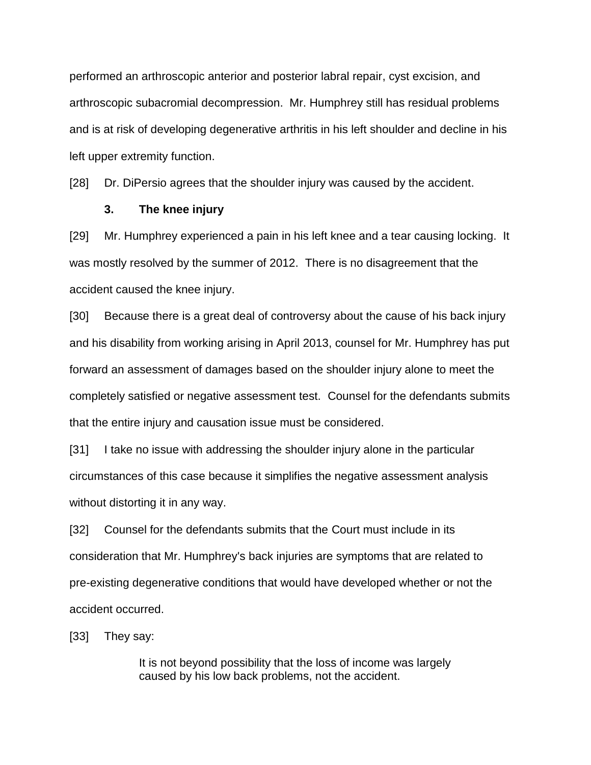performed an arthroscopic anterior and posterior labral repair, cyst excision, and arthroscopic subacromial decompression. Mr. Humphrey still has residual problems and is at risk of developing degenerative arthritis in his left shoulder and decline in his left upper extremity function.

[28] Dr. DiPersio agrees that the shoulder injury was caused by the accident.

### 3. The knee injury

[29] Mr. Humphrey experienced a pain in his left knee and a tear causing locking. It was mostly resolved by the summer of 2012. There is no disagreement that the accident caused the knee injury.

[30] Because there is a great deal of controversy about the cause of his back injury and his disability from working arising in April 2013, counsel for Mr. Humphrey has put forward an assessment of damages based on the shoulder injury alone to meet the completely satisfied or negative assessment test. Counsel for the defendants submits that the entire injury and causation issue must be considered.

[31] I take no issue with addressing the shoulder injury alone in the particular circumstances of this case because it simplifies the negative assessment analysis without distorting it in any way.

[32] Counsel for the defendants submits that the Court must include in its consideration that Mr. Humphrey's back injuries are symptoms that are related to pre-existing degenerative conditions that would have developed whether or not the accident occurred.

[33] They say:

> It is not beyond possibility that the loss of income was largely caused by his low back problems, not the accident.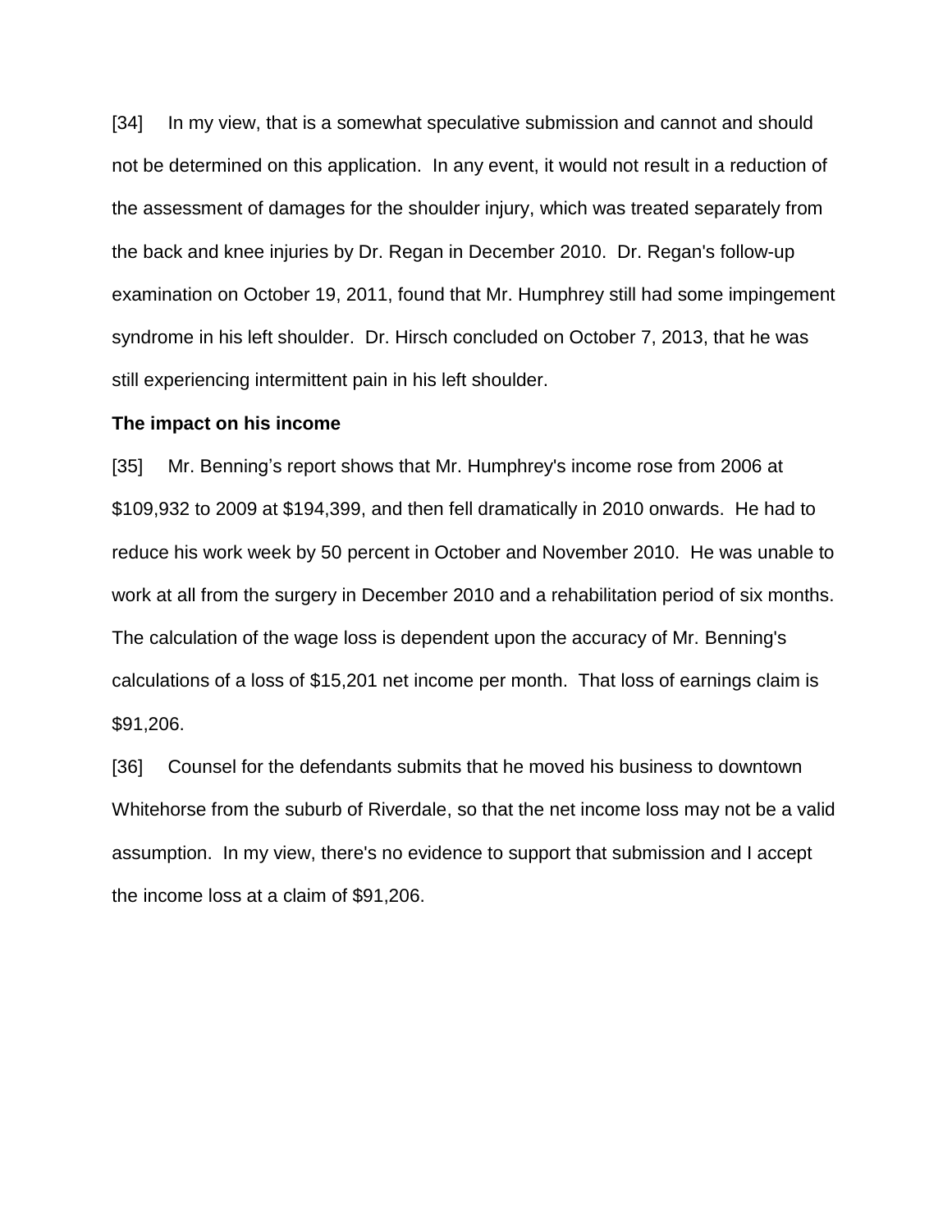[34] In my view, that is a somewhat speculative submission and cannot and should not be determined on this application. In any event, it would not result in a reduction of the assessment of damages for the shoulder injury, which was treated separately from the back and knee injuries by Dr. Regan in December 2010. Dr. Regan's follow-up examination on October 19, 2011, found that Mr. Humphrey still had some impingement syndrome in his left shoulder. Dr. Hirsch concluded on October 7, 2013, that he was still experiencing intermittent pain in his left shoulder.

**The impact on his income**

[35] Mr. Benning's report shows that Mr. Humphrey's income rose from 2006 at $109,932 to 2009 at $194,399, and then fell dramatically in 2010 onwards. He had to reduce his work week by 50 percent in October and November 2010. He was unable to work at all from the surgery in December 2010 and a rehabilitation period of six months. The calculation of the wage loss is dependent upon the accuracy of Mr. Benning's calculations of a loss of $15,201 net income per month. That loss of earnings claim is $91,206.

[36] Counsel for the defendants submits that he moved his business to downtown Whitehorse from the suburb of Riverdale, so that the net income loss may not be a valid assumption. In my view, there's no evidence to support that submission and I accept the income loss at a claim of $91,206.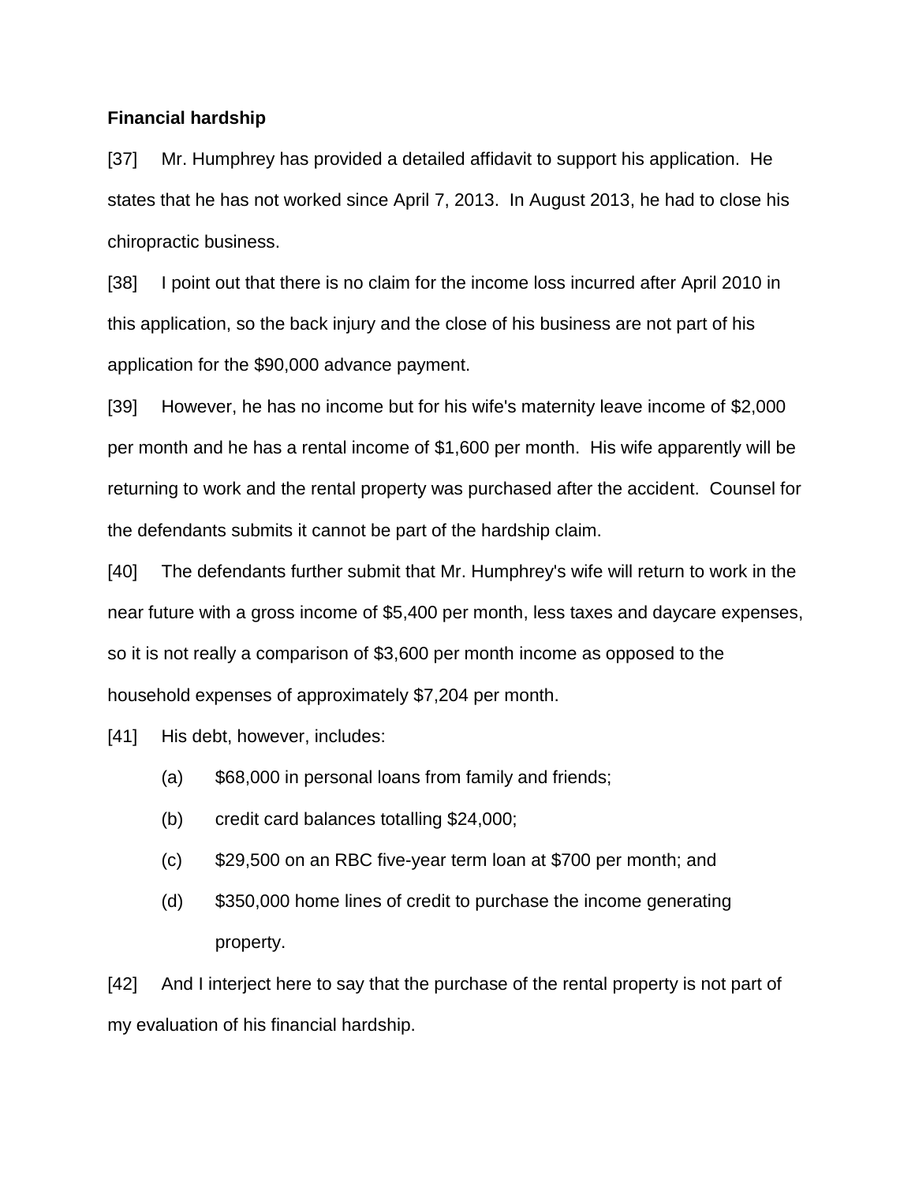**Financial hardship**

[37] Mr. Humphrey has provided a detailed affidavit to support his application. He states that he has not worked since April 7, 2013. In August 2013, he had to close his chiropractic business.

[38] I point out that there is no claim for the income loss incurred after April 2010 in this application, so the back injury and the close of his business are not part of his application for the $90,000 advance payment.

[39] However, he has no income but for his wife's maternity leave income of $2,000 per month and he has a rental income of $1,600 per month. His wife apparently will be returning to work and the rental property was purchased after the accident. Counsel for the defendants submits it cannot be part of the hardship claim.

[40] The defendants further submit that Mr. Humphrey's wife will return to work in the near future with a gross income of $5,400 per month, less taxes and daycare expenses, so it is not really a comparison of $3,600 per month income as opposed to the household expenses of approximately $7,204 per month.

[41] His debt, however, includes:

- (a) $68,000 in personal loans from family and friends;
- (b) credit card balances totalling $24,000;
- (c) $29,500 on an RBC five-year term loan at $700 per month; and
- (d) $350,000 home lines of credit to purchase the income generating property.

[42] And I interject here to say that the purchase of the rental property is not part of my evaluation of his financial hardship.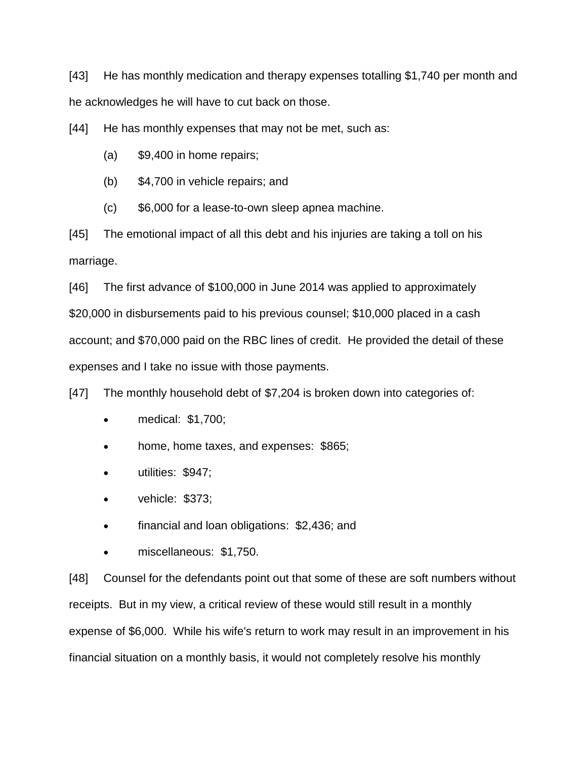[43] He has monthly medication and therapy expenses totalling $1,740 per month and he acknowledges he will have to cut back on those.

[44] He has monthly expenses that may not be met, such as:

(a) $9,400 in home repairs;

(b) $4,700 in vehicle repairs; and

(c) $6,000 for a lease-to-own sleep apnea machine.

[45] The emotional impact of all this debt and his injuries are taking a toll on his marriage.

[46] The first advance of $100,000 in June 2014 was applied to approximately $20,000 in disbursements paid to his previous counsel; $10,000 placed in a cash account; and $70,000 paid on the RBC lines of credit. He provided the detail of these expenses and I take no issue with those payments.

[47] The monthly household debt of $7,204 is broken down into categories of:

- medical: $1,700;
- home, home taxes, and expenses: $865;
- utilities: $947;
- vehicle: $373;
- financial and loan obligations: $2,436; and
- miscellaneous: $1,750.

[48] Counsel for the defendants point out that some of these are soft numbers without receipts. But in my view, a critical review of these would still result in a monthly expense of $6,000. While his wife's return to work may result in an improvement in his financial situation on a monthly basis, it would not completely resolve his monthly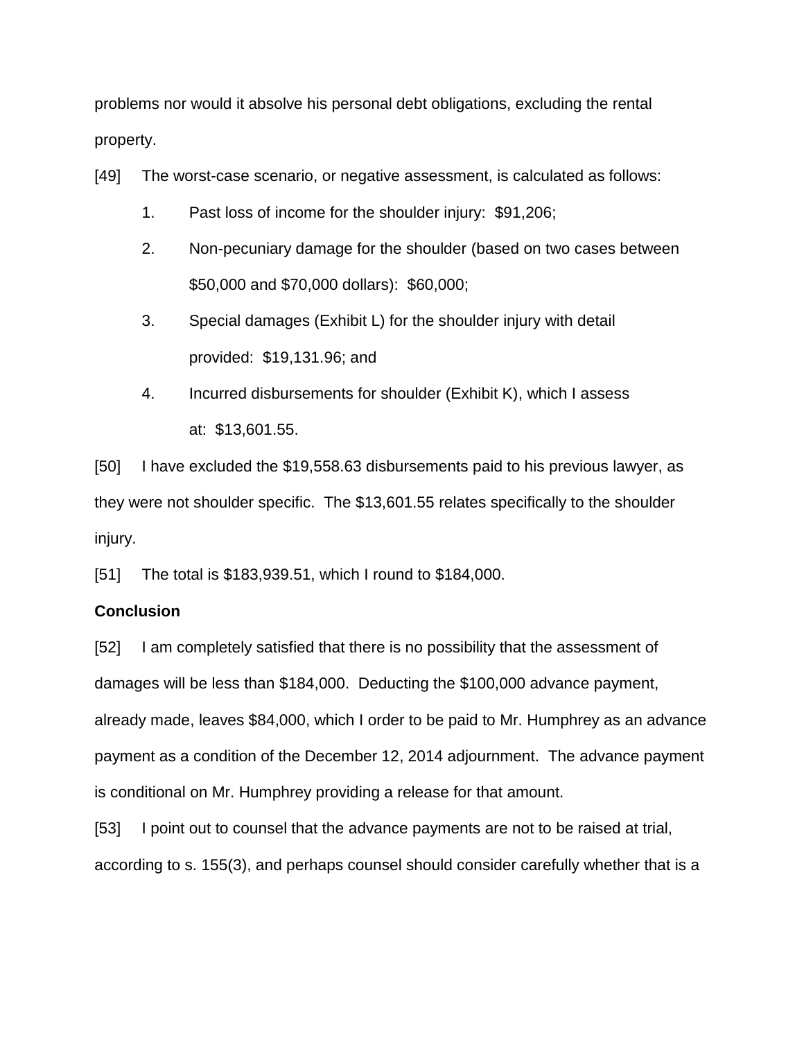problems nor would it absolve his personal debt obligations, excluding the rental property.

[49] The worst-case scenario, or negative assessment, is calculated as follows:

1. Past loss of income for the shoulder injury: $91,206;
2. Non-pecuniary damage for the shoulder (based on two cases between $50,000 and $70,000 dollars): $60,000;
3. Special damages (Exhibit L) for the shoulder injury with detail provided: $19,131.96; and
4. Incurred disbursements for shoulder (Exhibit K), which I assess at: $13,601.55.

[50] I have excluded the $19,558.63 disbursements paid to his previous lawyer, as they were not shoulder specific. The $13,601.55 relates specifically to the shoulder injury.

[51] The total is $183,939.51, which I round to $184,000.

**Conclusion**

[52] I am completely satisfied that there is no possibility that the assessment of damages will be less than $184,000. Deducting the $100,000 advance payment, already made, leaves $84,000, which I order to be paid to Mr. Humphrey as an advance payment as a condition of the December 12, 2014 adjournment. The advance payment is conditional on Mr. Humphrey providing a release for that amount.

[53] I point out to counsel that the advance payments are not to be raised at trial, according to s. 155(3), and perhaps counsel should consider carefully whether that is a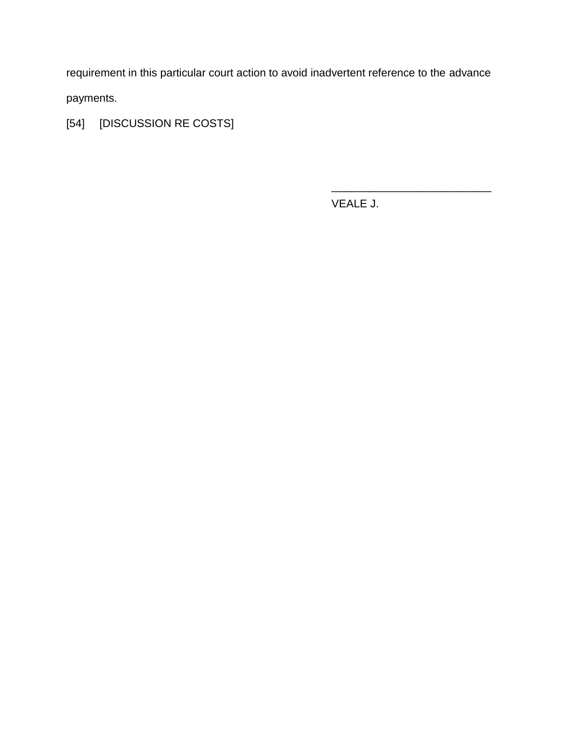requirement in this particular court action to avoid inadvertent reference to the advance payments.

[54] [DISCUSSION RE COSTS]

\_\_\_\_\_\_\_\_\_\_\_\_\_\_\_\_\_\_\_\_\_\_\_\_\_\_\_

VEALE J.